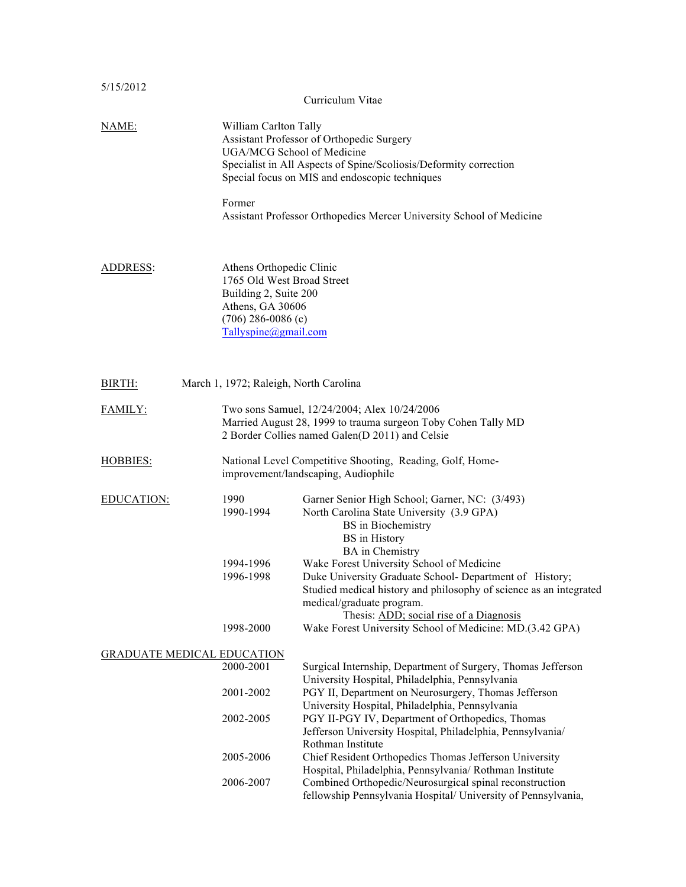5/15/2012

# Curriculum Vitae

**NAME:**

William Carlton Tally
Assistant Professor of Orthopedic Surgery
UGA/MCG School of Medicine
Specialist in All Aspects of Spine/Scoliosis/Deformity correction
Special focus on MIS and endoscopic techniques

Former
Assistant Professor Orthopedics Mercer University School of Medicine

**ADDRESS:**

Athens Orthopedic Clinic
1765 Old West Broad Street
Building 2, Suite 200
Athens, GA 30606
(706) 286-0086 (c)
Tallyspine@gmail.com

**BIRTH:** March 1, 1972; Raleigh, North Carolina

**FAMILY:**

Two sons Samuel, 12/24/2004; Alex 10/24/2006
Married August 28, 1999 to trauma surgeon Toby Cohen Tally MD
2 Border Collies named Galen(D 2011) and Celsie

**HOBBIES:**

National Level Competitive Shooting, Reading, Golf, Home-improvement/landscaping, Audiophile

**EDUCATION:**

| | |
|---|---|
| 1990 | Garner Senior High School; Garner, NC: (3/493) |
| 1990-1994 | North Carolina State University (3.9 GPA)<br>BS in Biochemistry<br>BS in History<br>BA in Chemistry |
| 1994-1996 | Wake Forest University School of Medicine |
| 1996-1998 | Duke University Graduate School- Department of History; Studied medical history and philosophy of science as an integrated medical/graduate program.<br>Thesis: ADD; social rise of a Diagnosis |
| 1998-2000 | Wake Forest University School of Medicine: MD.(3.42 GPA) |

**GRADUATE MEDICAL EDUCATION**

| | |
|---|---|
| 2000-2001 | Surgical Internship, Department of Surgery, Thomas Jefferson University Hospital, Philadelphia, Pennsylvania |
| 2001-2002 | PGY II, Department on Neurosurgery, Thomas Jefferson University Hospital, Philadelphia, Pennsylvania |
| 2002-2005 | PGY II-PGY IV, Department of Orthopedics, Thomas Jefferson University Hospital, Philadelphia, Pennsylvania/ Rothman Institute |
| 2005-2006 | Chief Resident Orthopedics Thomas Jefferson University Hospital, Philadelphia, Pennsylvania/ Rothman Institute |
| 2006-2007 | Combined Orthopedic/Neurosurgical spinal reconstruction fellowship Pennsylvania Hospital/ University of Pennsylvania, |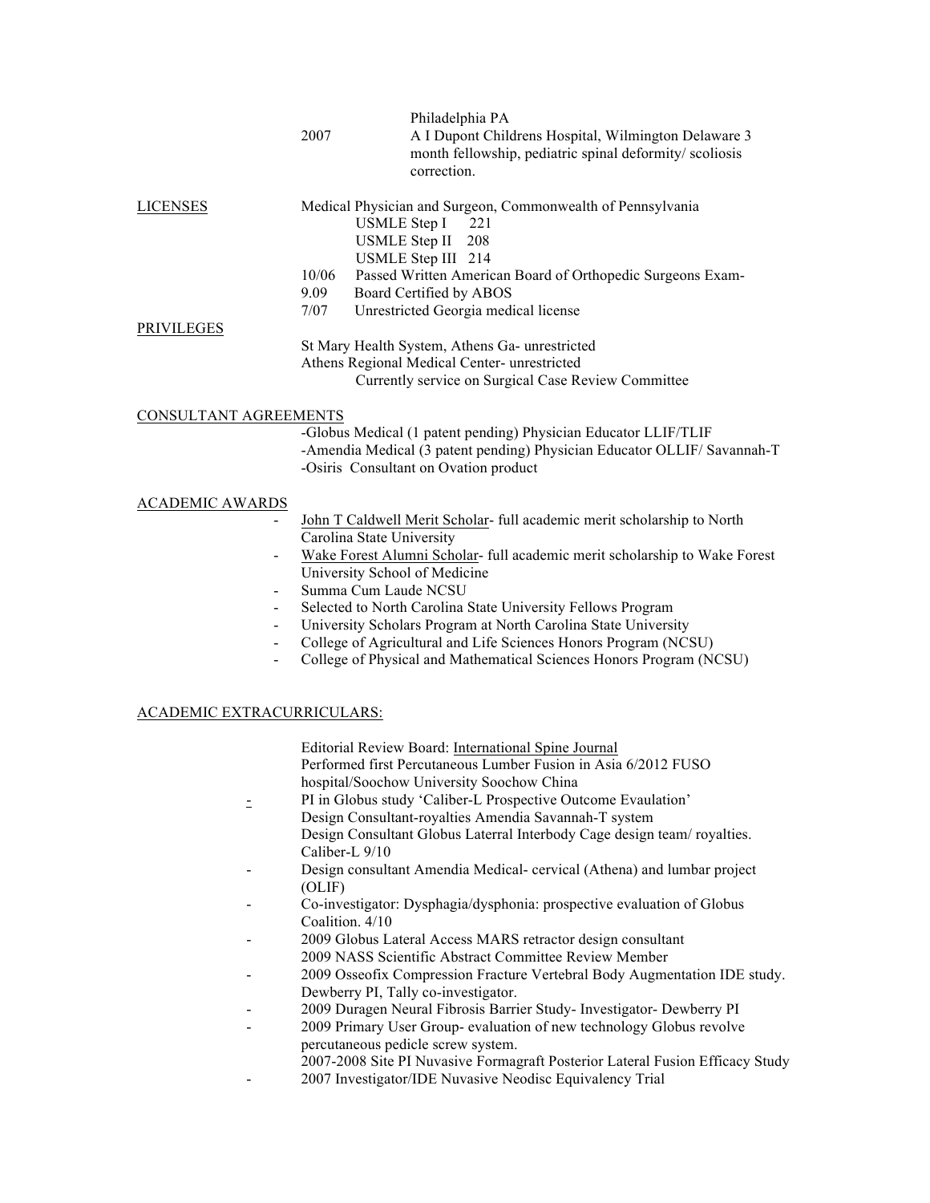Philadelphia PA

2007 A I Dupont Childrens Hospital, Wilmington Delaware 3 month fellowship, pediatric spinal deformity/ scoliosis correction.

## LICENSES

Medical Physician and Surgeon, Commonwealth of Pennsylvania

- USMLE Step I 221
- USMLE Step II 208
- USMLE Step III 214

10/06 Passed Written American Board of Orthopedic Surgeons Exam-

9.09 Board Certified by ABOS

7/07 Unrestricted Georgia medical license

## PRIVILEGES

St Mary Health System, Athens Ga- unrestricted

Athens Regional Medical Center- unrestricted

Currently service on Surgical Case Review Committee

## CONSULTANT AGREEMENTS

-Globus Medical (1 patent pending) Physician Educator LLIF/TLIF

-Amendia Medical (3 patent pending) Physician Educator OLLIF/ Savannah-T

-Osiris Consultant on Ovation product

## ACADEMIC AWARDS

- John T Caldwell Merit Scholar- full academic merit scholarship to North Carolina State University
- Wake Forest Alumni Scholar- full academic merit scholarship to Wake Forest University School of Medicine
- Summa Cum Laude NCSU
- Selected to North Carolina State University Fellows Program
- University Scholars Program at North Carolina State University
- College of Agricultural and Life Sciences Honors Program (NCSU)
- College of Physical and Mathematical Sciences Honors Program (NCSU)

## ACADEMIC EXTRACURRICULARS:

Editorial Review Board: International Spine Journal

Performed first Percutaneous Lumber Fusion in Asia 6/2012 FUSO hospital/Soochow University Soochow China

- PI in Globus study 'Caliber-L Prospective Outcome Evaulation'

Design Consultant-royalties Amendia Savannah-T system

Design Consultant Globus Laterral Interbody Cage design team/ royalties. Caliber-L 9/10

- Design consultant Amendia Medical- cervical (Athena) and lumbar project (OLIF)
- Co-investigator: Dysphagia/dysphonia: prospective evaluation of Globus Coalition. 4/10
- 2009 Globus Lateral Access MARS retractor design consultant

2009 NASS Scientific Abstract Committee Review Member

- 2009 Osseofix Compression Fracture Vertebral Body Augmentation IDE study. Dewberry PI, Tally co-investigator.
- 2009 Duragen Neural Fibrosis Barrier Study- Investigator- Dewberry PI
- 2009 Primary User Group- evaluation of new technology Globus revolve percutaneous pedicle screw system.

2007-2008 Site PI Nuvasive Formagraft Posterior Lateral Fusion Efficacy Study

- 2007 Investigator/IDE Nuvasive Neodisc Equivalency Trial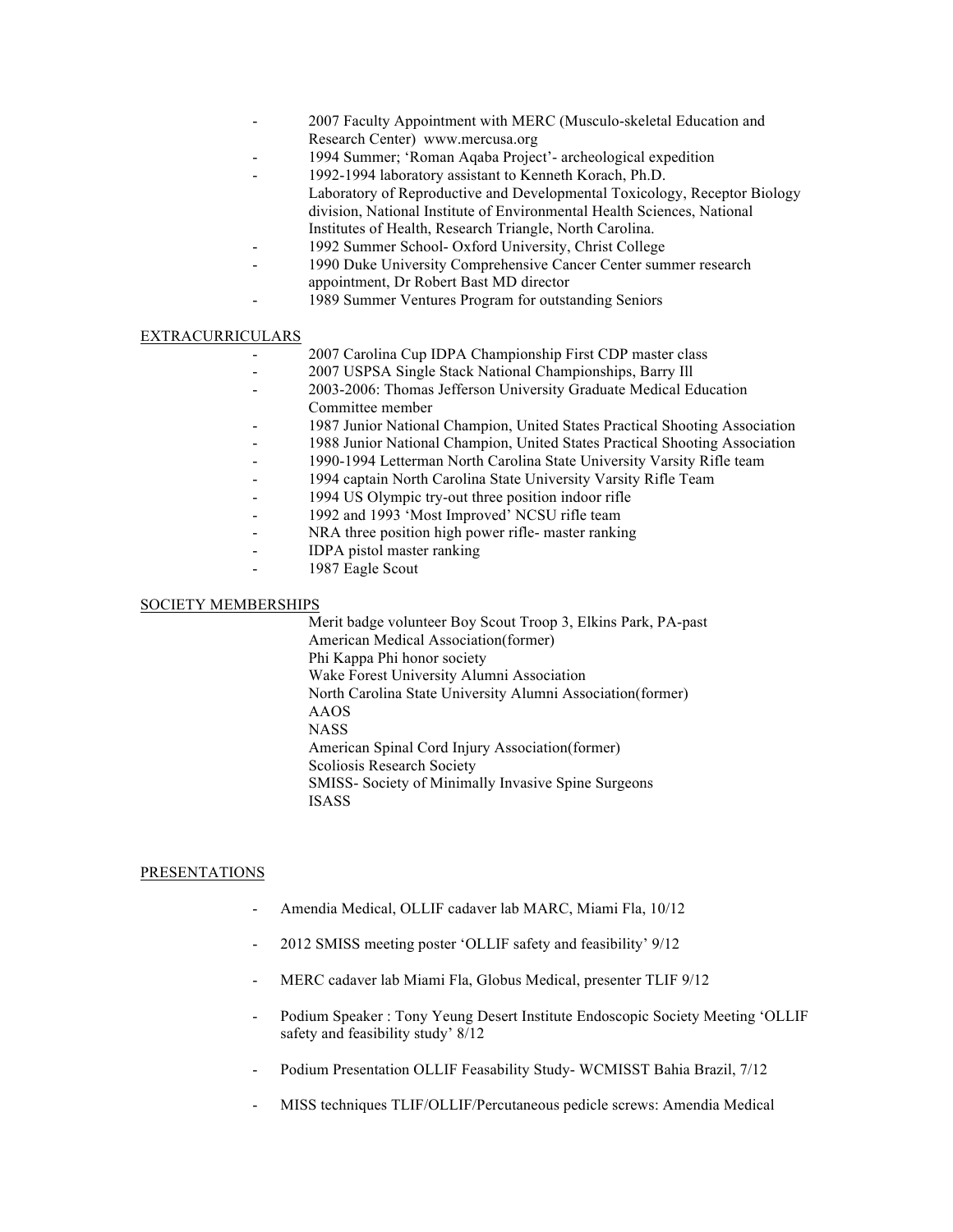- 2007 Faculty Appointment with MERC (Musculo-skeletal Education and Research Center) www.mercusa.org
- 1994 Summer; 'Roman Aqaba Project'- archeological expedition
- 1992-1994 laboratory assistant to Kenneth Korach, Ph.D. Laboratory of Reproductive and Developmental Toxicology, Receptor Biology division, National Institute of Environmental Health Sciences, National Institutes of Health, Research Triangle, North Carolina.
- 1992 Summer School- Oxford University, Christ College
- 1990 Duke University Comprehensive Cancer Center summer research appointment, Dr Robert Bast MD director
- 1989 Summer Ventures Program for outstanding Seniors

## EXTRACURRICULARS

- 2007 Carolina Cup IDPA Championship First CDP master class
- 2007 USPSA Single Stack National Championships, Barry Ill
- 2003-2006: Thomas Jefferson University Graduate Medical Education Committee member
- 1987 Junior National Champion, United States Practical Shooting Association
- 1988 Junior National Champion, United States Practical Shooting Association
- 1990-1994 Letterman North Carolina State University Varsity Rifle team
- 1994 captain North Carolina State University Varsity Rifle Team
- 1994 US Olympic try-out three position indoor rifle
- 1992 and 1993 'Most Improved' NCSU rifle team
- NRA three position high power rifle- master ranking
- IDPA pistol master ranking
- 1987 Eagle Scout

## SOCIETY MEMBERSHIPS

Merit badge volunteer Boy Scout Troop 3, Elkins Park, PA-past
American Medical Association(former)
Phi Kappa Phi honor society
Wake Forest University Alumni Association
North Carolina State University Alumni Association(former)
AAOS
NASS
American Spinal Cord Injury Association(former)
Scoliosis Research Society
SMISS- Society of Minimally Invasive Spine Surgeons
ISASS

## PRESENTATIONS

- Amendia Medical, OLLIF cadaver lab MARC, Miami Fla, 10/12
- 2012 SMISS meeting poster 'OLLIF safety and feasibility' 9/12
- MERC cadaver lab Miami Fla, Globus Medical, presenter TLIF 9/12
- Podium Speaker : Tony Yeung Desert Institute Endoscopic Society Meeting 'OLLIF safety and feasibility study' 8/12
- Podium Presentation OLLIF Feasability Study- WCMISST Bahia Brazil, 7/12
- MISS techniques TLIF/OLLIF/Percutaneous pedicle screws: Amendia Medical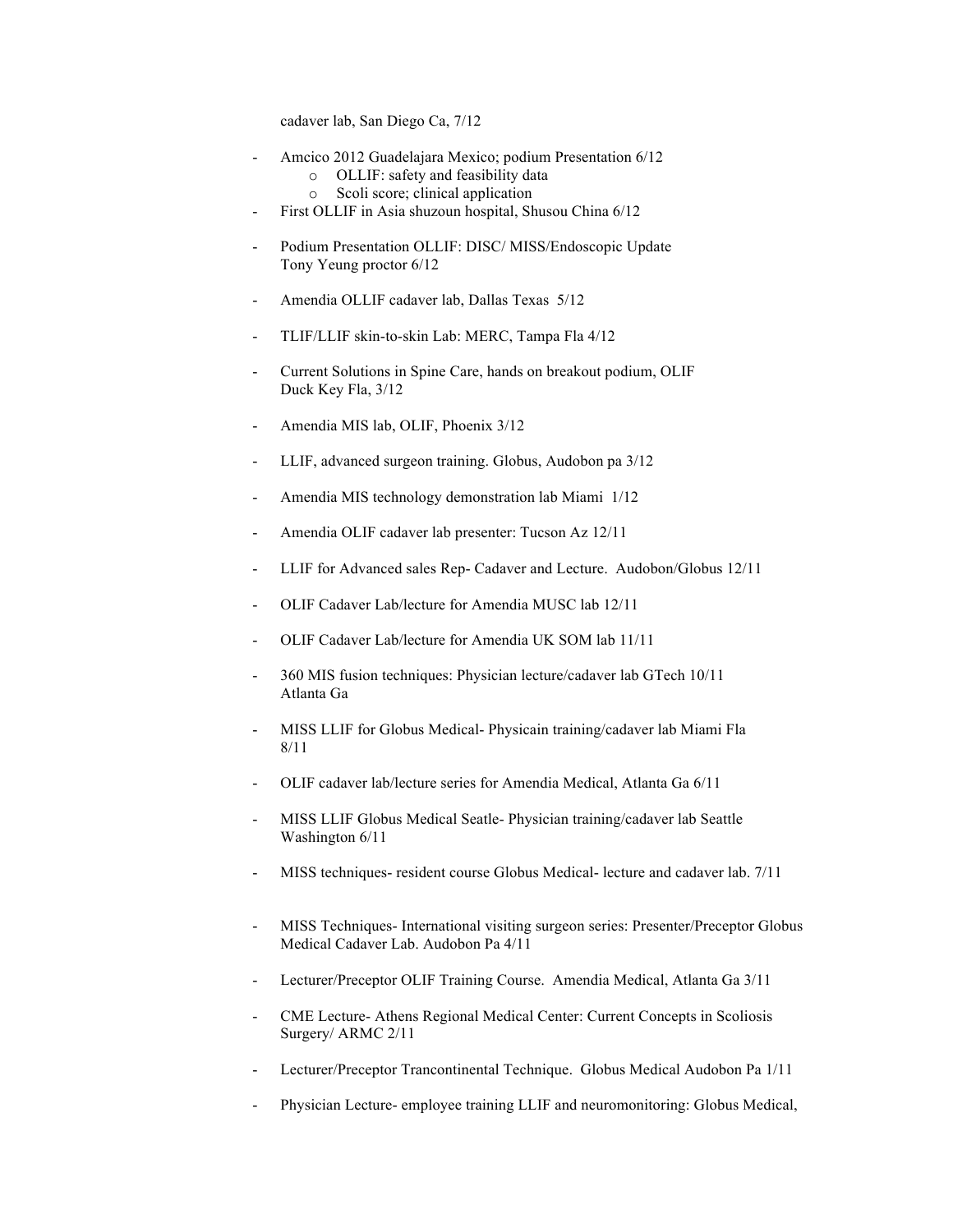cadaver lab, San Diego Ca, 7/12

- Amcico 2012 Guadelajara Mexico; podium Presentation 6/12
    - OLLIF: safety and feasibility data
    - Scoli score; clinical application
- First OLLIF in Asia shuzoun hospital, Shusou China 6/12

- Podium Presentation OLLIF: DISC/ MISS/Endoscopic Update
  Tony Yeung proctor 6/12

- Amendia OLLIF cadaver lab, Dallas Texas 5/12

- TLIF/LLIF skin-to-skin Lab: MERC, Tampa Fla 4/12

- Current Solutions in Spine Care, hands on breakout podium, OLIF
  Duck Key Fla, 3/12

- Amendia MIS lab, OLIF, Phoenix 3/12

- LLIF, advanced surgeon training. Globus, Audobon pa 3/12

- Amendia MIS technology demonstration lab Miami 1/12

- Amendia OLIF cadaver lab presenter: Tucson Az 12/11

- LLIF for Advanced sales Rep- Cadaver and Lecture. Audobon/Globus 12/11

- OLIF Cadaver Lab/lecture for Amendia MUSC lab 12/11

- OLIF Cadaver Lab/lecture for Amendia UK SOM lab 11/11

- 360 MIS fusion techniques: Physician lecture/cadaver lab GTech 10/11
  Atlanta Ga

- MISS LLIF for Globus Medical- Physicain training/cadaver lab Miami Fla
  8/11

- OLIF cadaver lab/lecture series for Amendia Medical, Atlanta Ga 6/11

- MISS LLIF Globus Medical Seatle- Physician training/cadaver lab Seattle
  Washington 6/11

- MISS techniques- resident course Globus Medical- lecture and cadaver lab. 7/11

- MISS Techniques- International visiting surgeon series: Presenter/Preceptor Globus
  Medical Cadaver Lab. Audobon Pa 4/11

- Lecturer/Preceptor OLIF Training Course. Amendia Medical, Atlanta Ga 3/11

- CME Lecture- Athens Regional Medical Center: Current Concepts in Scoliosis
  Surgery/ ARMC 2/11

- Lecturer/Preceptor Trancontinental Technique. Globus Medical Audobon Pa 1/11

- Physician Lecture- employee training LLIF and neuromonitoring: Globus Medical,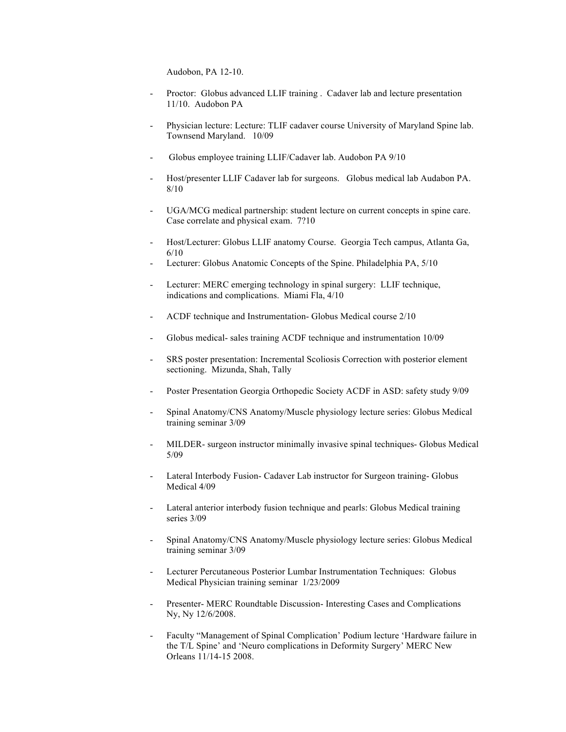Audobon, PA 12-10.

- Proctor: Globus advanced LLIF training . Cadaver lab and lecture presentation 11/10. Audobon PA

- Physician lecture: Lecture: TLIF cadaver course University of Maryland Spine lab. Townsend Maryland. 10/09

- Globus employee training LLIF/Cadaver lab. Audobon PA 9/10

- Host/presenter LLIF Cadaver lab for surgeons. Globus medical lab Audabon PA. 8/10

- UGA/MCG medical partnership: student lecture on current concepts in spine care. Case correlate and physical exam. 7?10

- Host/Lecturer: Globus LLIF anatomy Course. Georgia Tech campus, Atlanta Ga, 6/10
- Lecturer: Globus Anatomic Concepts of the Spine. Philadelphia PA, 5/10

- Lecturer: MERC emerging technology in spinal surgery: LLIF technique, indications and complications. Miami Fla, 4/10

- ACDF technique and Instrumentation- Globus Medical course 2/10

- Globus medical- sales training ACDF technique and instrumentation 10/09

- SRS poster presentation: Incremental Scoliosis Correction with posterior element sectioning. Mizunda, Shah, Tally

- Poster Presentation Georgia Orthopedic Society ACDF in ASD: safety study 9/09

- Spinal Anatomy/CNS Anatomy/Muscle physiology lecture series: Globus Medical training seminar 3/09

- MILDER- surgeon instructor minimally invasive spinal techniques- Globus Medical 5/09

- Lateral Interbody Fusion- Cadaver Lab instructor for Surgeon training- Globus Medical 4/09

- Lateral anterior interbody fusion technique and pearls: Globus Medical training series 3/09

- Spinal Anatomy/CNS Anatomy/Muscle physiology lecture series: Globus Medical training seminar 3/09

- Lecturer Percutaneous Posterior Lumbar Instrumentation Techniques: Globus Medical Physician training seminar 1/23/2009

- Presenter- MERC Roundtable Discussion- Interesting Cases and Complications Ny, Ny 12/6/2008.

- Faculty "Management of Spinal Complication' Podium lecture 'Hardware failure in the T/L Spine' and 'Neuro complications in Deformity Surgery' MERC New Orleans 11/14-15 2008.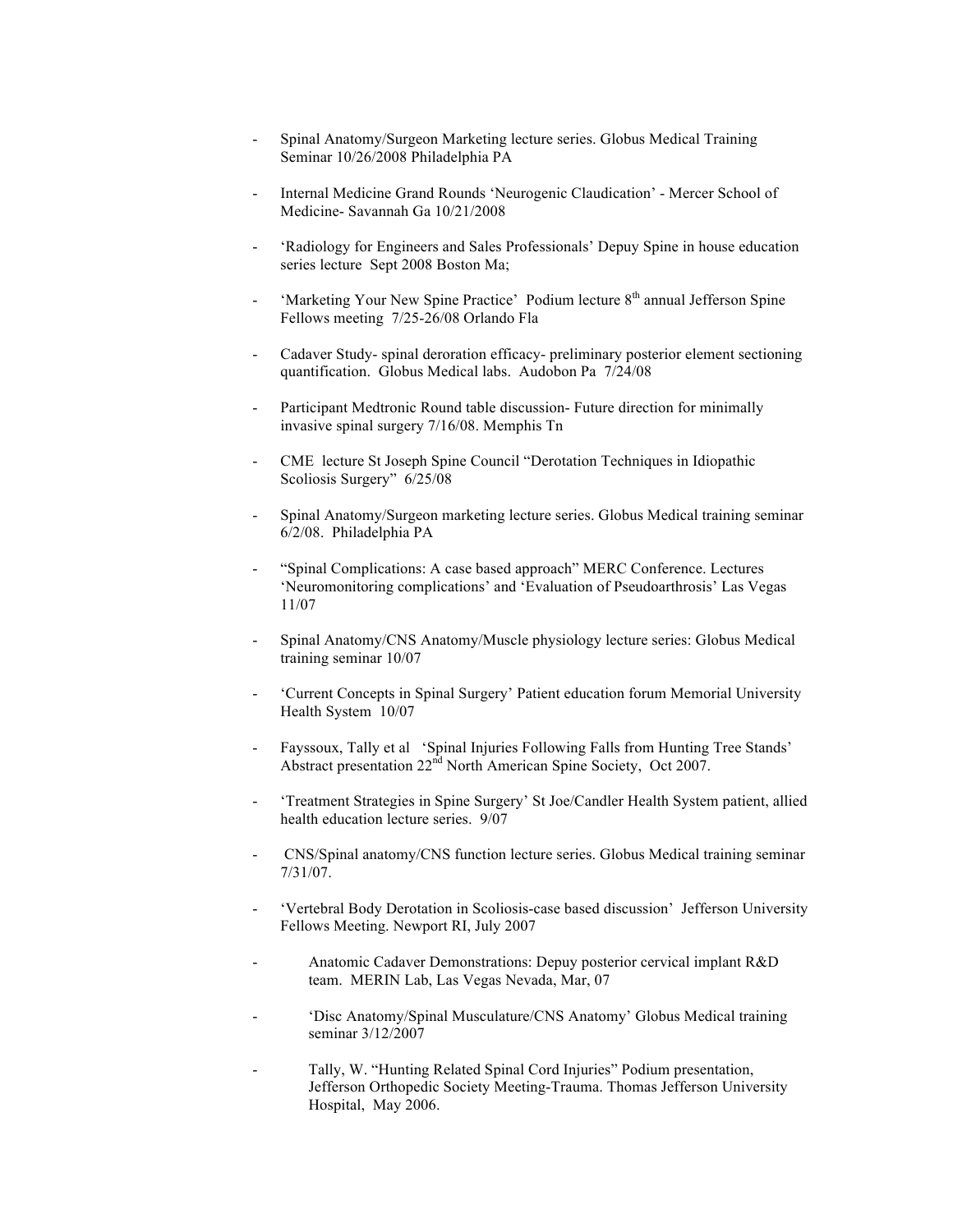- Spinal Anatomy/Surgeon Marketing lecture series. Globus Medical Training Seminar 10/26/2008 Philadelphia PA

- Internal Medicine Grand Rounds 'Neurogenic Claudication' - Mercer School of Medicine- Savannah Ga 10/21/2008

- 'Radiology for Engineers and Sales Professionals' Depuy Spine in house education series lecture Sept 2008 Boston Ma;

- 'Marketing Your New Spine Practice' Podium lecture 8th annual Jefferson Spine Fellows meeting 7/25-26/08 Orlando Fla

- Cadaver Study- spinal deroration efficacy- preliminary posterior element sectioning quantification. Globus Medical labs. Audobon Pa 7/24/08

- Participant Medtronic Round table discussion- Future direction for minimally invasive spinal surgery 7/16/08. Memphis Tn

- CME lecture St Joseph Spine Council "Derotation Techniques in Idiopathic Scoliosis Surgery" 6/25/08

- Spinal Anatomy/Surgeon marketing lecture series. Globus Medical training seminar 6/2/08. Philadelphia PA

- "Spinal Complications: A case based approach" MERC Conference. Lectures 'Neuromonitoring complications' and 'Evaluation of Pseudoarthrosis' Las Vegas 11/07

- Spinal Anatomy/CNS Anatomy/Muscle physiology lecture series: Globus Medical training seminar 10/07

- 'Current Concepts in Spinal Surgery' Patient education forum Memorial University Health System 10/07

- Fayssoux, Tally et al 'Spinal Injuries Following Falls from Hunting Tree Stands' Abstract presentation 22nd North American Spine Society, Oct 2007.

- 'Treatment Strategies in Spine Surgery' St Joe/Candler Health System patient, allied health education lecture series. 9/07

- CNS/Spinal anatomy/CNS function lecture series. Globus Medical training seminar 7/31/07.

- 'Vertebral Body Derotation in Scoliosis-case based discussion' Jefferson University Fellows Meeting. Newport RI, July 2007

- Anatomic Cadaver Demonstrations: Depuy posterior cervical implant R&D team. MERIN Lab, Las Vegas Nevada, Mar, 07

- 'Disc Anatomy/Spinal Musculature/CNS Anatomy' Globus Medical training seminar 3/12/2007

- Tally, W. "Hunting Related Spinal Cord Injuries" Podium presentation, Jefferson Orthopedic Society Meeting-Trauma. Thomas Jefferson University Hospital, May 2006.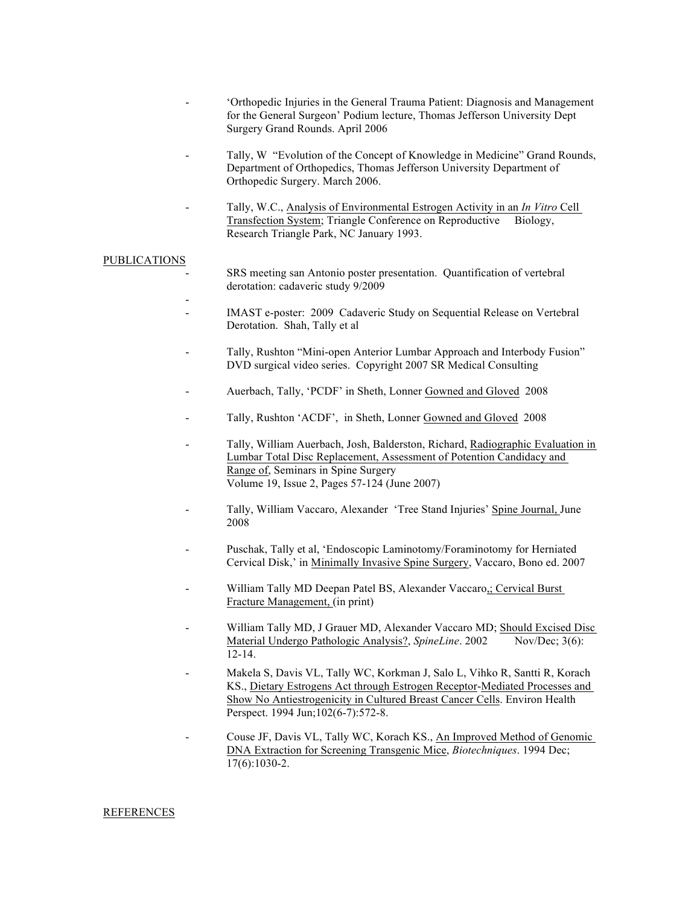- 'Orthopedic Injuries in the General Trauma Patient: Diagnosis and Management for the General Surgeon' Podium lecture, Thomas Jefferson University Dept Surgery Grand Rounds. April 2006

- Tally, W "Evolution of the Concept of Knowledge in Medicine" Grand Rounds, Department of Orthopedics, Thomas Jefferson University Department of Orthopedic Surgery. March 2006.

- Tally, W.C., Analysis of Environmental Estrogen Activity in an *In Vitro* Cell Transfection System; Triangle Conference on Reproductive Biology, Research Triangle Park, NC January 1993.

## PUBLICATIONS

- SRS meeting san Antonio poster presentation. Quantification of vertebral derotation: cadaveric study 9/2009

-

- IMAST e-poster: 2009 Cadaveric Study on Sequential Release on Vertebral Derotation. Shah, Tally et al

- Tally, Rushton "Mini-open Anterior Lumbar Approach and Interbody Fusion" DVD surgical video series. Copyright 2007 SR Medical Consulting

- Auerbach, Tally, 'PCDF' in Sheth, Lonner Gowned and Gloved 2008

- Tally, Rushton 'ACDF', in Sheth, Lonner Gowned and Gloved 2008

- Tally, William Auerbach, Josh, Balderston, Richard, Radiographic Evaluation in Lumbar Total Disc Replacement, Assessment of Potention Candidacy and Range of, Seminars in Spine Surgery
  Volume 19, Issue 2, Pages 57-124 (June 2007)

- Tally, William Vaccaro, Alexander 'Tree Stand Injuries' Spine Journal, June 2008

- Puschak, Tally et al, 'Endoscopic Laminotomy/Foraminotomy for Herniated Cervical Disk,' in Minimally Invasive Spine Surgery, Vaccaro, Bono ed. 2007

- William Tally MD Deepan Patel BS, Alexander Vaccaro,; Cervical Burst Fracture Management, (in print)

- William Tally MD, J Grauer MD, Alexander Vaccaro MD; Should Excised Disc Material Undergo Pathologic Analysis?, *SpineLine*. 2002 Nov/Dec; 3(6): 12-14.

- Makela S, Davis VL, Tally WC, Korkman J, Salo L, Vihko R, Santti R, Korach KS., Dietary Estrogens Act through Estrogen Receptor-Mediated Processes and Show No Antiestrogenicity in Cultured Breast Cancer Cells. Environ Health Perspect. 1994 Jun;102(6-7):572-8.

- Couse JF, Davis VL, Tally WC, Korach KS., An Improved Method of Genomic DNA Extraction for Screening Transgenic Mice, *Biotechniques*. 1994 Dec; 17(6):1030-2.

## REFERENCES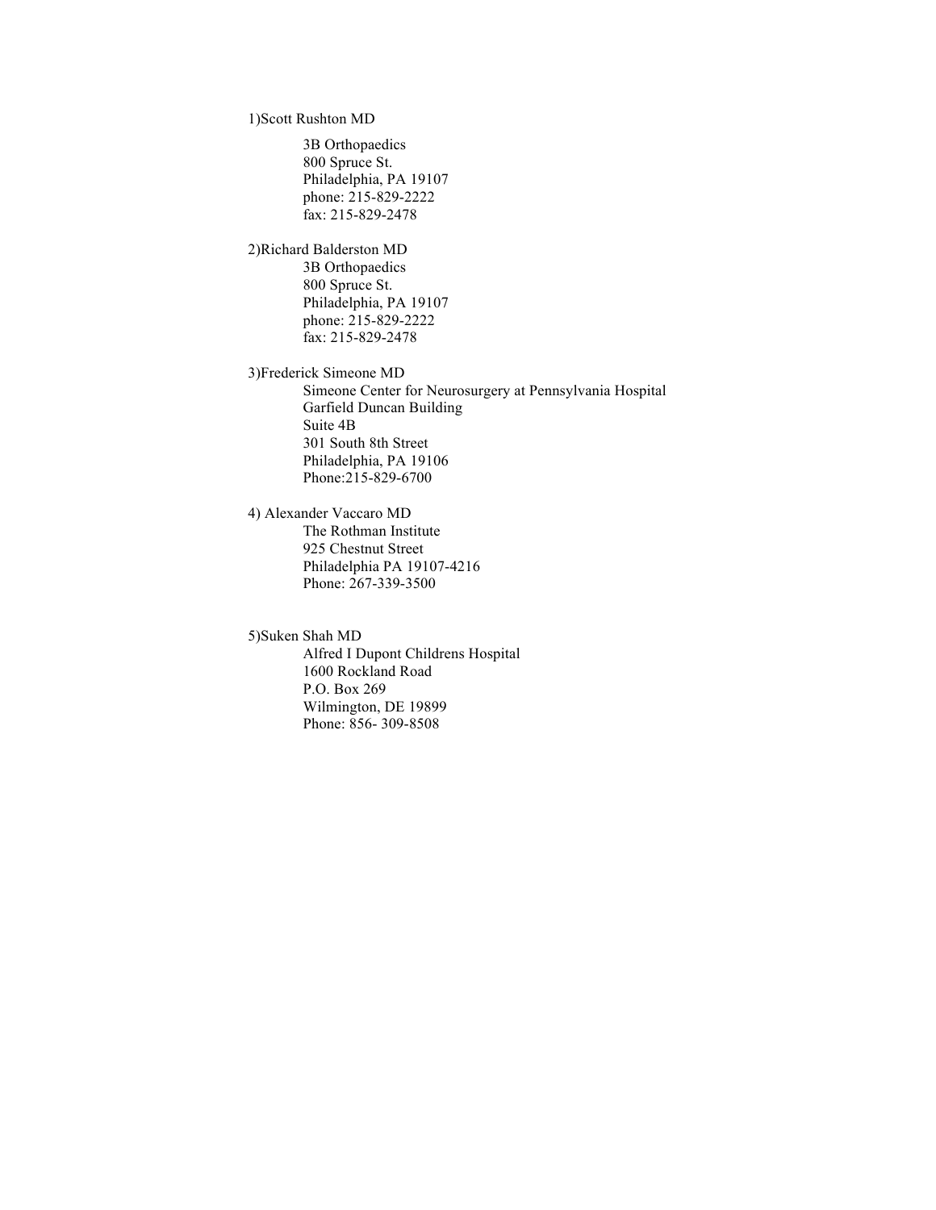1)Scott Rushton MD

3B Orthopaedics
800 Spruce St.
Philadelphia, PA 19107
phone: 215-829-2222
fax: 215-829-2478

2)Richard Balderston MD

3B Orthopaedics
800 Spruce St.
Philadelphia, PA 19107
phone: 215-829-2222
fax: 215-829-2478

3)Frederick Simeone MD

Simeone Center for Neurosurgery at Pennsylvania Hospital
Garfield Duncan Building
Suite 4B
301 South 8th Street
Philadelphia, PA 19106
Phone:215-829-6700

4) Alexander Vaccaro MD

The Rothman Institute
925 Chestnut Street
Philadelphia PA 19107-4216
Phone: 267-339-3500

5)Suken Shah MD

Alfred I Dupont Childrens Hospital
1600 Rockland Road
P.O. Box 269
Wilmington, DE 19899
Phone: 856- 309-8508